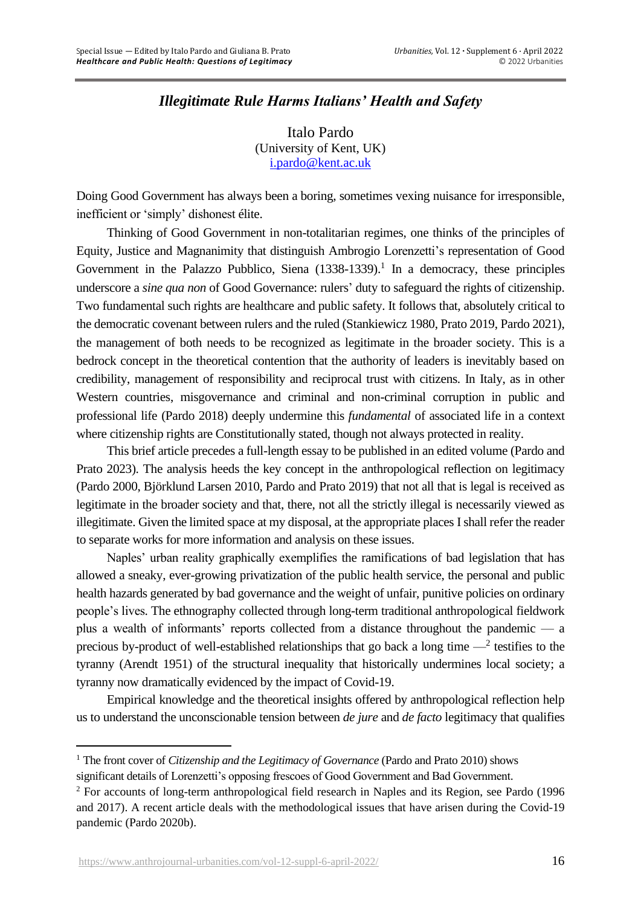# *Illegitimate Rule Harms Italians' Health and Safety*

Italo Pardo
(University of Kent, UK)
i.pardo@kent.ac.uk

Doing Good Government has always been a boring, sometimes vexing nuisance for irresponsible, inefficient or 'simply' dishonest élite.

Thinking of Good Government in non-totalitarian regimes, one thinks of the principles of Equity, Justice and Magnanimity that distinguish Ambrogio Lorenzetti's representation of Good Government in the Palazzo Pubblico, Siena (1338-1339).[1] In a democracy, these principles underscore a *sine qua non* of Good Governance: rulers' duty to safeguard the rights of citizenship. Two fundamental such rights are healthcare and public safety. It follows that, absolutely critical to the democratic covenant between rulers and the ruled (Stankiewicz 1980, Prato 2019, Pardo 2021), the management of both needs to be recognized as legitimate in the broader society. This is a bedrock concept in the theoretical contention that the authority of leaders is inevitably based on credibility, management of responsibility and reciprocal trust with citizens. In Italy, as in other Western countries, misgovernance and criminal and non-criminal corruption in public and professional life (Pardo 2018) deeply undermine this *fundamental* of associated life in a context where citizenship rights are Constitutionally stated, though not always protected in reality.

This brief article precedes a full-length essay to be published in an edited volume (Pardo and Prato 2023). The analysis heeds the key concept in the anthropological reflection on legitimacy (Pardo 2000, Björklund Larsen 2010, Pardo and Prato 2019) that not all that is legal is received as legitimate in the broader society and that, there, not all the strictly illegal is necessarily viewed as illegitimate. Given the limited space at my disposal, at the appropriate places I shall refer the reader to separate works for more information and analysis on these issues.

Naples' urban reality graphically exemplifies the ramifications of bad legislation that has allowed a sneaky, ever-growing privatization of the public health service, the personal and public health hazards generated by bad governance and the weight of unfair, punitive policies on ordinary people's lives. The ethnography collected through long-term traditional anthropological fieldwork plus a wealth of informants' reports collected from a distance throughout the pandemic — a precious by-product of well-established relationships that go back a long time —[2] testifies to the tyranny (Arendt 1951) of the structural inequality that historically undermines local society; a tyranny now dramatically evidenced by the impact of Covid-19.

Empirical knowledge and the theoretical insights offered by anthropological reflection help us to understand the unconscionable tension between *de jure* and *de facto* legitimacy that qualifies

---

[1] The front cover of *Citizenship and the Legitimacy of Governance* (Pardo and Prato 2010) shows significant details of Lorenzetti's opposing frescoes of Good Government and Bad Government.

[2] For accounts of long-term anthropological field research in Naples and its Region, see Pardo (1996 and 2017). A recent article deals with the methodological issues that have arisen during the Covid-19 pandemic (Pardo 2020b).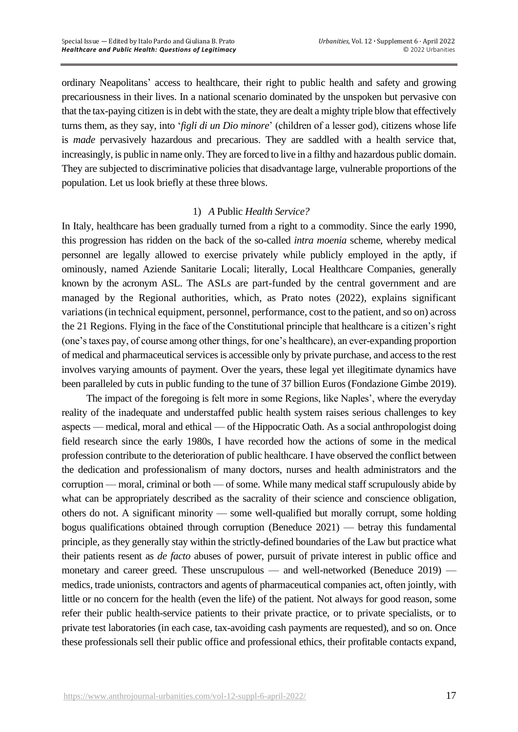ordinary Neapolitans' access to healthcare, their right to public health and safety and growing precariousness in their lives. In a national scenario dominated by the unspoken but pervasive con that the tax-paying citizen is in debt with the state, they are dealt a mighty triple blow that effectively turns them, as they say, into '*figli di un Dio minore*' (children of a lesser god), citizens whose life is *made* pervasively hazardous and precarious. They are saddled with a health service that, increasingly, is public in name only. They are forced to live in a filthy and hazardous public domain. They are subjected to discriminative policies that disadvantage large, vulnerable proportions of the population. Let us look briefly at these three blows.

### 1) *A* Public *Health Service?*

In Italy, healthcare has been gradually turned from a right to a commodity. Since the early 1990, this progression has ridden on the back of the so-called *intra moenia* scheme, whereby medical personnel are legally allowed to exercise privately while publicly employed in the aptly, if ominously, named Aziende Sanitarie Locali; literally, Local Healthcare Companies, generally known by the acronym ASL. The ASLs are part-funded by the central government and are managed by the Regional authorities, which, as Prato notes (2022), explains significant variations (in technical equipment, personnel, performance, cost to the patient, and so on) across the 21 Regions. Flying in the face of the Constitutional principle that healthcare is a citizen's right (one's taxes pay, of course among other things, for one's healthcare), an ever-expanding proportion of medical and pharmaceutical services is accessible only by private purchase, and access to the rest involves varying amounts of payment. Over the years, these legal yet illegitimate dynamics have been paralleled by cuts in public funding to the tune of 37 billion Euros (Fondazione Gimbe 2019).

The impact of the foregoing is felt more in some Regions, like Naples', where the everyday reality of the inadequate and understaffed public health system raises serious challenges to key aspects — medical, moral and ethical — of the Hippocratic Oath. As a social anthropologist doing field research since the early 1980s, I have recorded how the actions of some in the medical profession contribute to the deterioration of public healthcare. I have observed the conflict between the dedication and professionalism of many doctors, nurses and health administrators and the corruption — moral, criminal or both — of some. While many medical staff scrupulously abide by what can be appropriately described as the sacrality of their science and conscience obligation, others do not. A significant minority — some well-qualified but morally corrupt, some holding bogus qualifications obtained through corruption (Beneduce 2021) — betray this fundamental principle, as they generally stay within the strictly-defined boundaries of the Law but practice what their patients resent as *de facto* abuses of power, pursuit of private interest in public office and monetary and career greed. These unscrupulous — and well-networked (Beneduce 2019) — medics, trade unionists, contractors and agents of pharmaceutical companies act, often jointly, with little or no concern for the health (even the life) of the patient. Not always for good reason, some refer their public health-service patients to their private practice, or to private specialists, or to private test laboratories (in each case, tax-avoiding cash payments are requested), and so on. Once these professionals sell their public office and professional ethics, their profitable contacts expand,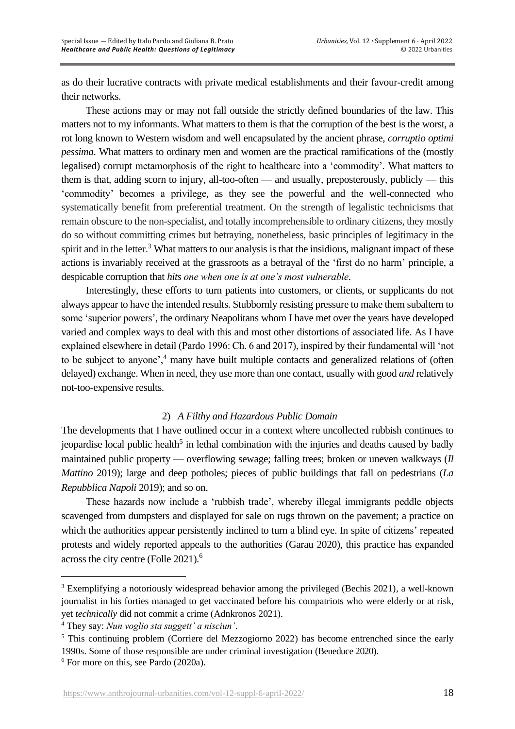as do their lucrative contracts with private medical establishments and their favour-credit among their networks.

These actions may or may not fall outside the strictly defined boundaries of the law. This matters not to my informants. What matters to them is that the corruption of the best is the worst, a rot long known to Western wisdom and well encapsulated by the ancient phrase, *corruptio optimi pessima*. What matters to ordinary men and women are the practical ramifications of the (mostly legalised) corrupt metamorphosis of the right to healthcare into a 'commodity'. What matters to them is that, adding scorn to injury, all-too-often — and usually, preposterously, publicly — this 'commodity' becomes a privilege, as they see the powerful and the well-connected who systematically benefit from preferential treatment. On the strength of legalistic technicisms that remain obscure to the non-specialist, and totally incomprehensible to ordinary citizens, they mostly do so without committing crimes but betraying, nonetheless, basic principles of legitimacy in the spirit and in the letter.[3] What matters to our analysis is that the insidious, malignant impact of these actions is invariably received at the grassroots as a betrayal of the 'first do no harm' principle, a despicable corruption that *hits one when one is at one's most vulnerable*.

Interestingly, these efforts to turn patients into customers, or clients, or supplicants do not always appear to have the intended results. Stubbornly resisting pressure to make them subaltern to some 'superior powers', the ordinary Neapolitans whom I have met over the years have developed varied and complex ways to deal with this and most other distortions of associated life. As I have explained elsewhere in detail (Pardo 1996: Ch. 6 and 2017), inspired by their fundamental will 'not to be subject to anyone',[4] many have built multiple contacts and generalized relations of (often delayed) exchange. When in need, they use more than one contact, usually with good *and* relatively not-too-expensive results.

## 2) *A Filthy and Hazardous Public Domain*

The developments that I have outlined occur in a context where uncollected rubbish continues to jeopardise local public health[5] in lethal combination with the injuries and deaths caused by badly maintained public property — overflowing sewage; falling trees; broken or uneven walkways (*Il Mattino* 2019); large and deep potholes; pieces of public buildings that fall on pedestrians (*La Repubblica Napoli* 2019); and so on.

These hazards now include a 'rubbish trade', whereby illegal immigrants peddle objects scavenged from dumpsters and displayed for sale on rugs thrown on the pavement; a practice on which the authorities appear persistently inclined to turn a blind eye. In spite of citizens' repeated protests and widely reported appeals to the authorities (Garau 2020), this practice has expanded across the city centre (Folle 2021).[6]

---

[3] Exemplifying a notoriously widespread behavior among the privileged (Bechis 2021), a well-known journalist in his forties managed to get vaccinated before his compatriots who were elderly or at risk, yet *technically* did not commit a crime (Adnkronos 2021).

[4] They say: *Nun voglio sta suggett' a nisciun'*.

[5] This continuing problem (Corriere del Mezzogiorno 2022) has become entrenched since the early 1990s. Some of those responsible are under criminal investigation (Beneduce 2020).

[6] For more on this, see Pardo (2020a).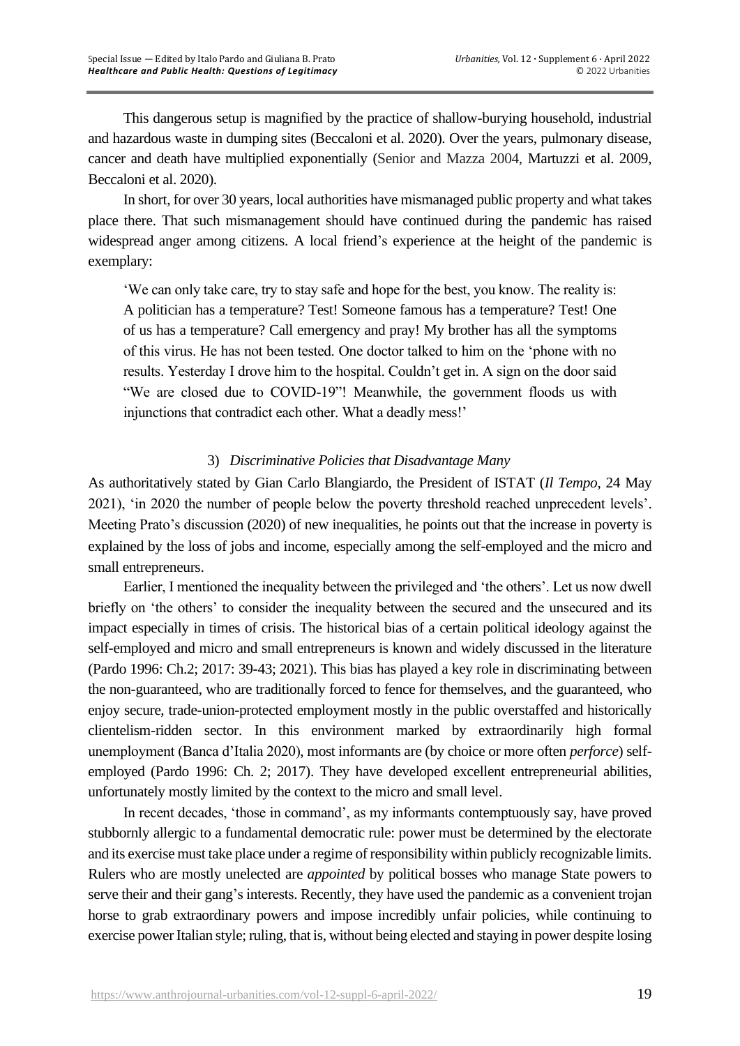This dangerous setup is magnified by the practice of shallow-burying household, industrial and hazardous waste in dumping sites (Beccaloni et al. 2020). Over the years, pulmonary disease, cancer and death have multiplied exponentially (Senior and Mazza 2004, Martuzzi et al. 2009, Beccaloni et al. 2020).

In short, for over 30 years, local authorities have mismanaged public property and what takes place there. That such mismanagement should have continued during the pandemic has raised widespread anger among citizens. A local friend's experience at the height of the pandemic is exemplary:

> 'We can only take care, try to stay safe and hope for the best, you know. The reality is: A politician has a temperature? Test! Someone famous has a temperature? Test! One of us has a temperature? Call emergency and pray! My brother has all the symptoms of this virus. He has not been tested. One doctor talked to him on the 'phone with no results. Yesterday I drove him to the hospital. Couldn't get in. A sign on the door said "We are closed due to COVID-19"! Meanwhile, the government floods us with injunctions that contradict each other. What a deadly mess!'

### 3) *Discriminative Policies that Disadvantage Many*

As authoritatively stated by Gian Carlo Blangiardo, the President of ISTAT (*Il Tempo*, 24 May 2021), 'in 2020 the number of people below the poverty threshold reached unprecedent levels'. Meeting Prato's discussion (2020) of new inequalities, he points out that the increase in poverty is explained by the loss of jobs and income, especially among the self-employed and the micro and small entrepreneurs.

Earlier, I mentioned the inequality between the privileged and 'the others'. Let us now dwell briefly on 'the others' to consider the inequality between the secured and the unsecured and its impact especially in times of crisis. The historical bias of a certain political ideology against the self-employed and micro and small entrepreneurs is known and widely discussed in the literature (Pardo 1996: Ch.2; 2017: 39-43; 2021). This bias has played a key role in discriminating between the non-guaranteed, who are traditionally forced to fence for themselves, and the guaranteed, who enjoy secure, trade-union-protected employment mostly in the public overstaffed and historically clientelism-ridden sector. In this environment marked by extraordinarily high formal unemployment (Banca d'Italia 2020), most informants are (by choice or more often *perforce*) self-employed (Pardo 1996: Ch. 2; 2017). They have developed excellent entrepreneurial abilities, unfortunately mostly limited by the context to the micro and small level.

In recent decades, 'those in command', as my informants contemptuously say, have proved stubbornly allergic to a fundamental democratic rule: power must be determined by the electorate and its exercise must take place under a regime of responsibility within publicly recognizable limits. Rulers who are mostly unelected are *appointed* by political bosses who manage State powers to serve their and their gang's interests. Recently, they have used the pandemic as a convenient trojan horse to grab extraordinary powers and impose incredibly unfair policies, while continuing to exercise power Italian style; ruling, that is, without being elected and staying in power despite losing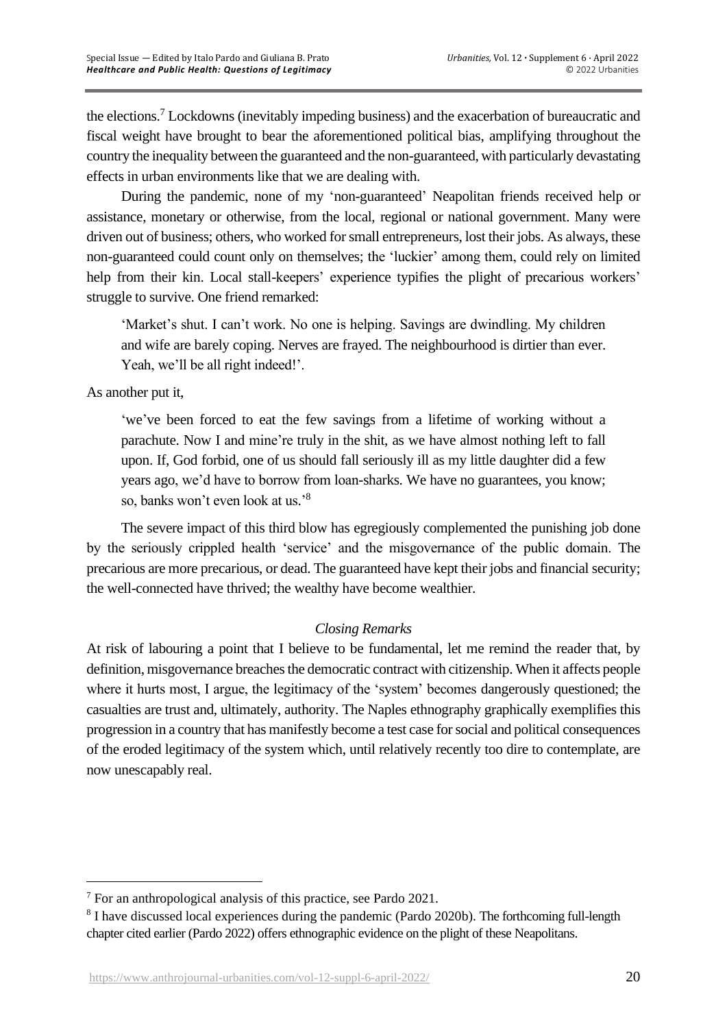the elections.[7] Lockdowns (inevitably impeding business) and the exacerbation of bureaucratic and fiscal weight have brought to bear the aforementioned political bias, amplifying throughout the country the inequality between the guaranteed and the non-guaranteed, with particularly devastating effects in urban environments like that we are dealing with.

During the pandemic, none of my 'non-guaranteed' Neapolitan friends received help or assistance, monetary or otherwise, from the local, regional or national government. Many were driven out of business; others, who worked for small entrepreneurs, lost their jobs. As always, these non-guaranteed could count only on themselves; the 'luckier' among them, could rely on limited help from their kin. Local stall-keepers' experience typifies the plight of precarious workers' struggle to survive. One friend remarked:

> 'Market's shut. I can't work. No one is helping. Savings are dwindling. My children and wife are barely coping. Nerves are frayed. The neighbourhood is dirtier than ever. Yeah, we'll be all right indeed!'.

As another put it,

> 'we've been forced to eat the few savings from a lifetime of working without a parachute. Now I and mine're truly in the shit, as we have almost nothing left to fall upon. If, God forbid, one of us should fall seriously ill as my little daughter did a few years ago, we'd have to borrow from loan-sharks. We have no guarantees, you know; so, banks won't even look at us.'[8]

The severe impact of this third blow has egregiously complemented the punishing job done by the seriously crippled health 'service' and the misgovernance of the public domain. The precarious are more precarious, or dead. The guaranteed have kept their jobs and financial security; the well-connected have thrived; the wealthy have become wealthier.

### *Closing Remarks*

At risk of labouring a point that I believe to be fundamental, let me remind the reader that, by definition, misgovernance breaches the democratic contract with citizenship. When it affects people where it hurts most, I argue, the legitimacy of the 'system' becomes dangerously questioned; the casualties are trust and, ultimately, authority. The Naples ethnography graphically exemplifies this progression in a country that has manifestly become a test case for social and political consequences of the eroded legitimacy of the system which, until relatively recently too dire to contemplate, are now unescapably real.

---

[7] For an anthropological analysis of this practice, see Pardo 2021.

[8] I have discussed local experiences during the pandemic (Pardo 2020b). The forthcoming full-length chapter cited earlier (Pardo 2022) offers ethnographic evidence on the plight of these Neapolitans.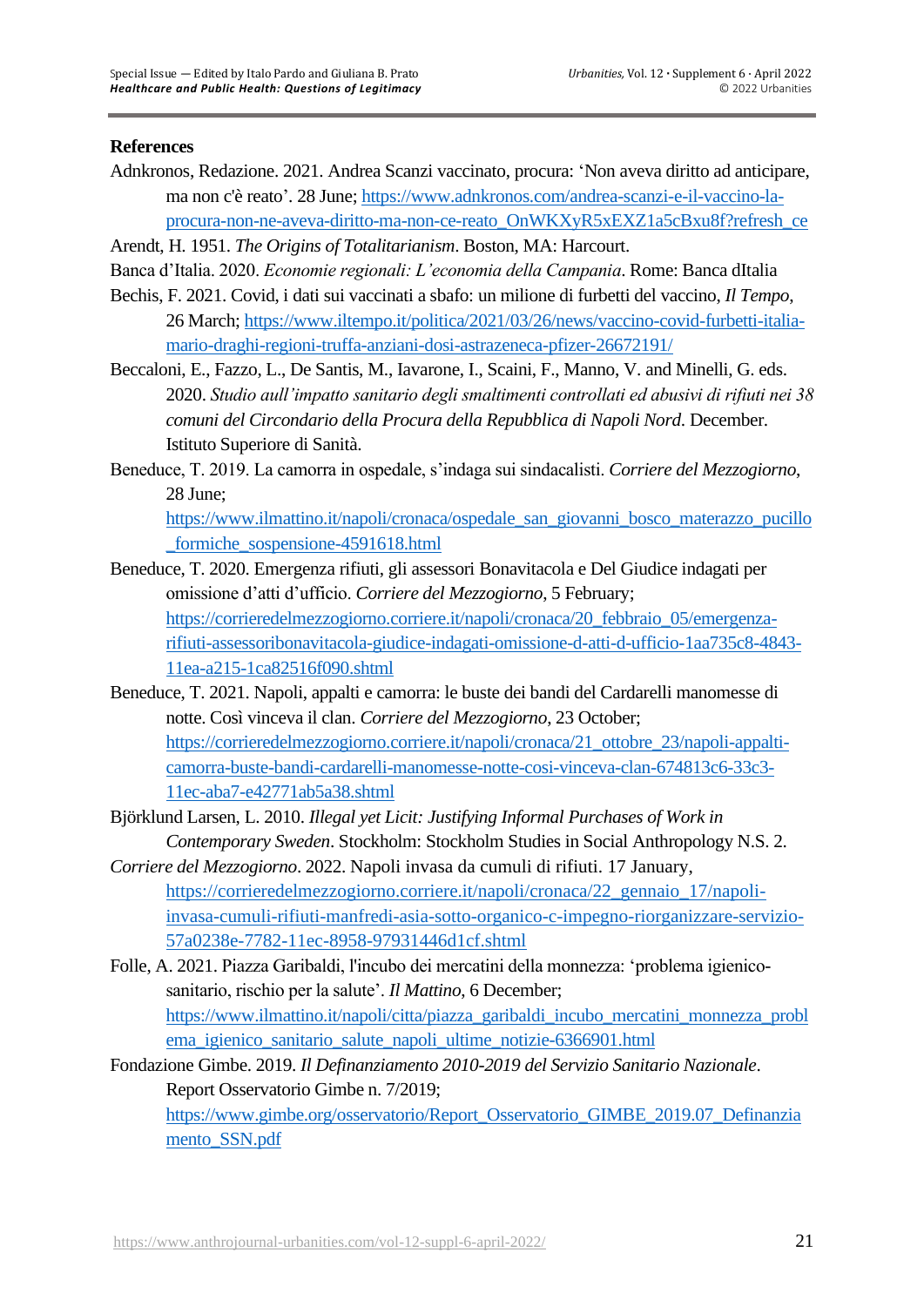## References

Adnkronos, Redazione. 2021. Andrea Scanzi vaccinato, procura: 'Non aveva diritto ad anticipare, ma non c'è reato'. 28 June; https://www.adnkronos.com/andrea-scanzi-e-il-vaccino-la-procura-non-ne-aveva-diritto-ma-non-ce-reato_OnWKXyR5xEXZ1a5cBxu8f?refresh_ce

Arendt, H. 1951. *The Origins of Totalitarianism*. Boston, MA: Harcourt.

Banca d'Italia. 2020. *Economie regionali: L'economia della Campania*. Rome: Banca dItalia

Bechis, F. 2021. Covid, i dati sui vaccinati a sbafo: un milione di furbetti del vaccino, *Il Tempo*, 26 March; https://www.iltempo.it/politica/2021/03/26/news/vaccino-covid-furbetti-italia-mario-draghi-regioni-truffa-anziani-dosi-astrazeneca-pfizer-26672191/

Beccaloni, E., Fazzo, L., De Santis, M., Iavarone, I., Scaini, F., Manno, V. and Minelli, G. eds. 2020. *Studio aull'impatto sanitario degli smaltimenti controllati ed abusivi di rifiuti nei 38 comuni del Circondario della Procura della Repubblica di Napoli Nord*. December. Istituto Superiore di Sanità.

Beneduce, T. 2019. La camorra in ospedale, s'indaga sui sindacalisti. *Corriere del Mezzogiorno*, 28 June; https://www.ilmattino.it/napoli/cronaca/ospedale_san_giovanni_bosco_materazzo_pucillo_formiche_sospensione-4591618.html

Beneduce, T. 2020. Emergenza rifiuti, gli assessori Bonavitacola e Del Giudice indagati per omissione d'atti d'ufficio. *Corriere del Mezzogiorno*, 5 February; https://corrieredelmezzogiorno.corriere.it/napoli/cronaca/20_febbraio_05/emergenza-rifiuti-assessoribonavitacola-giudice-indagati-omissione-d-atti-d-ufficio-1aa735c8-4843-11ea-a215-1ca82516f090.shtml

Beneduce, T. 2021. Napoli, appalti e camorra: le buste dei bandi del Cardarelli manomesse di notte. Così vinceva il clan. *Corriere del Mezzogiorno*, 23 October; https://corrieredelmezzogiorno.corriere.it/napoli/cronaca/21_ottobre_23/napoli-appalti-camorra-buste-bandi-cardarelli-manomesse-notte-cosi-vinceva-clan-674813c6-33c3-11ec-aba7-e42771ab5a38.shtml

Björklund Larsen, L. 2010. *Illegal yet Licit: Justifying Informal Purchases of Work in Contemporary Sweden*. Stockholm: Stockholm Studies in Social Anthropology N.S. 2.

*Corriere del Mezzogiorno*. 2022. Napoli invasa da cumuli di rifiuti. 17 January, https://corrieredelmezzogiorno.corriere.it/napoli/cronaca/22_gennaio_17/napoli-invasa-cumuli-rifiuti-manfredi-asia-sotto-organico-c-impegno-riorganizzare-servizio-57a0238e-7782-11ec-8958-97931446d1cf.shtml

Folle, A. 2021. Piazza Garibaldi, l'incubo dei mercatini della monnezza: 'problema igienico-sanitario, rischio per la salute'. *Il Mattino*, 6 December; https://www.ilmattino.it/napoli/citta/piazza_garibaldi_incubo_mercatini_monnezza_problema_igienico_sanitario_salute_napoli_ultime_notizie-6366901.html

Fondazione Gimbe. 2019. *Il Definanziamento 2010-2019 del Servizio Sanitario Nazionale*. Report Osservatorio Gimbe n. 7/2019; https://www.gimbe.org/osservatorio/Report_Osservatorio_GIMBE_2019.07_Definanziamento_SSN.pdf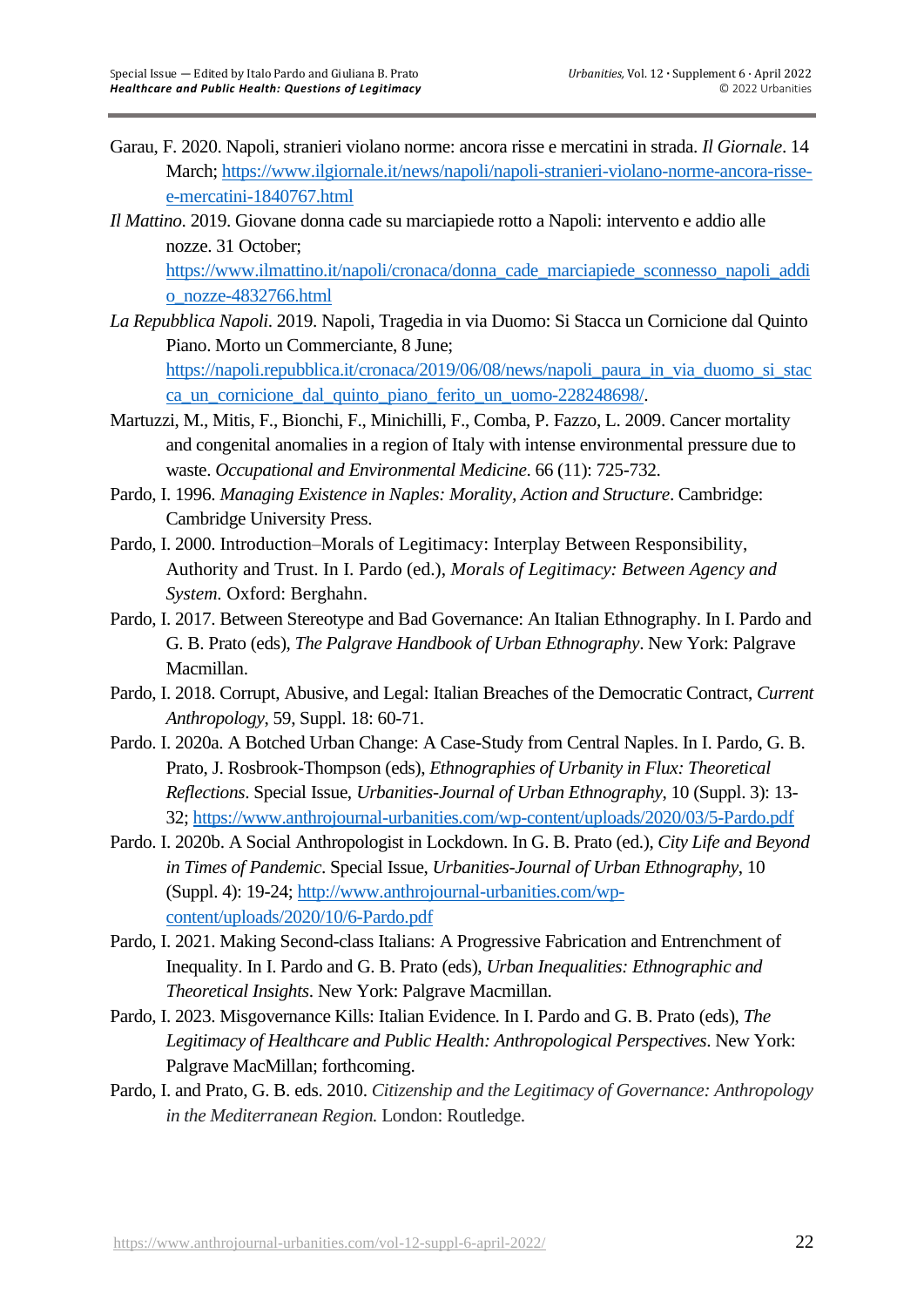Garau, F. 2020. Napoli, stranieri violano norme: ancora risse e mercatini in strada. *Il Giornale*. 14 March; https://www.ilgiornale.it/news/napoli/napoli-stranieri-violano-norme-ancora-risse-e-mercatini-1840767.html

*Il Mattino*. 2019. Giovane donna cade su marciapiede rotto a Napoli: intervento e addio alle nozze. 31 October; https://www.ilmattino.it/napoli/cronaca/donna_cade_marciapiede_sconnesso_napoli_addio_nozze-4832766.html

*La Repubblica Napoli*. 2019. Napoli, Tragedia in via Duomo: Si Stacca un Cornicione dal Quinto Piano. Morto un Commerciante, 8 June; https://napoli.repubblica.it/cronaca/2019/06/08/news/napoli_paura_in_via_duomo_si_stacca_un_cornicione_dal_quinto_piano_ferito_un_uomo-228248698/.

Martuzzi, M., Mitis, F., Bionchi, F., Minichilli, F., Comba, P. Fazzo, L. 2009. Cancer mortality and congenital anomalies in a region of Italy with intense environmental pressure due to waste. *Occupational and Environmental Medicine*. 66 (11): 725-732.

Pardo, I. 1996. *Managing Existence in Naples: Morality, Action and Structure*. Cambridge: Cambridge University Press.

Pardo, I. 2000. Introduction–Morals of Legitimacy: Interplay Between Responsibility, Authority and Trust. In I. Pardo (ed.), *Morals of Legitimacy: Between Agency and System*. Oxford: Berghahn.

Pardo, I. 2017. Between Stereotype and Bad Governance: An Italian Ethnography. In I. Pardo and G. B. Prato (eds), *The Palgrave Handbook of Urban Ethnography*. New York: Palgrave Macmillan.

Pardo, I. 2018. Corrupt, Abusive, and Legal: Italian Breaches of the Democratic Contract, *Current Anthropology*, 59, Suppl. 18: 60-71.

Pardo. I. 2020a. A Botched Urban Change: A Case-Study from Central Naples. In I. Pardo, G. B. Prato, J. Rosbrook-Thompson (eds), *Ethnographies of Urbanity in Flux: Theoretical Reflections*. Special Issue, *Urbanities-Journal of Urban Ethnography*, 10 (Suppl. 3): 13-32; https://www.anthrojournal-urbanities.com/wp-content/uploads/2020/03/5-Pardo.pdf

Pardo. I. 2020b. A Social Anthropologist in Lockdown. In G. B. Prato (ed.), *City Life and Beyond in Times of Pandemic*. Special Issue, *Urbanities-Journal of Urban Ethnography*, 10 (Suppl. 4): 19-24; http://www.anthrojournal-urbanities.com/wp-content/uploads/2020/10/6-Pardo.pdf

Pardo, I. 2021. Making Second-class Italians: A Progressive Fabrication and Entrenchment of Inequality. In I. Pardo and G. B. Prato (eds), *Urban Inequalities: Ethnographic and Theoretical Insights*. New York: Palgrave Macmillan.

Pardo, I. 2023. Misgovernance Kills: Italian Evidence. In I. Pardo and G. B. Prato (eds), *The Legitimacy of Healthcare and Public Health: Anthropological Perspectives*. New York: Palgrave MacMillan; forthcoming.

Pardo, I. and Prato, G. B. eds. 2010. *Citizenship and the Legitimacy of Governance: Anthropology in the Mediterranean Region.* London: Routledge.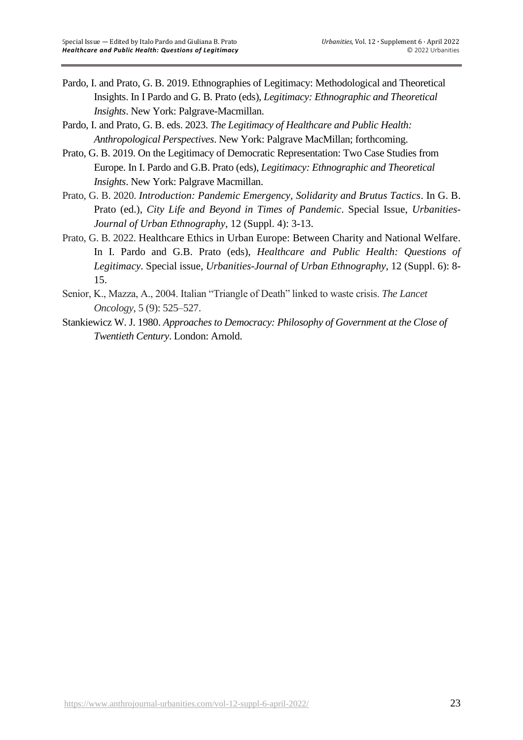Pardo, I. and Prato, G. B. 2019. Ethnographies of Legitimacy: Methodological and Theoretical Insights. In I Pardo and G. B. Prato (eds), *Legitimacy: Ethnographic and Theoretical Insights*. New York: Palgrave-Macmillan.

Pardo, I. and Prato, G. B. eds. 2023. *The Legitimacy of Healthcare and Public Health: Anthropological Perspectives*. New York: Palgrave MacMillan; forthcoming.

Prato, G. B. 2019. On the Legitimacy of Democratic Representation: Two Case Studies from Europe. In I. Pardo and G.B. Prato (eds), *Legitimacy: Ethnographic and Theoretical Insights*. New York: Palgrave Macmillan.

Prato, G. B. 2020. *Introduction: Pandemic Emergency, Solidarity and Brutus Tactics*. In G. B. Prato (ed.), *City Life and Beyond in Times of Pandemic*. Special Issue, *Urbanities-Journal of Urban Ethnography*, 12 (Suppl. 4): 3-13.

Prato, G. B. 2022. Healthcare Ethics in Urban Europe: Between Charity and National Welfare. In I. Pardo and G.B. Prato (eds), *Healthcare and Public Health: Questions of Legitimacy*. Special issue, *Urbanities-Journal of Urban Ethnography*, 12 (Suppl. 6): 8-15.

Senior, K., Mazza, A., 2004. Italian "Triangle of Death" linked to waste crisis. *The Lancet Oncology*, 5 (9): 525–527.

Stankiewicz W. J. 1980. *Approaches to Democracy: Philosophy of Government at the Close of Twentieth Century*. London: Arnold.